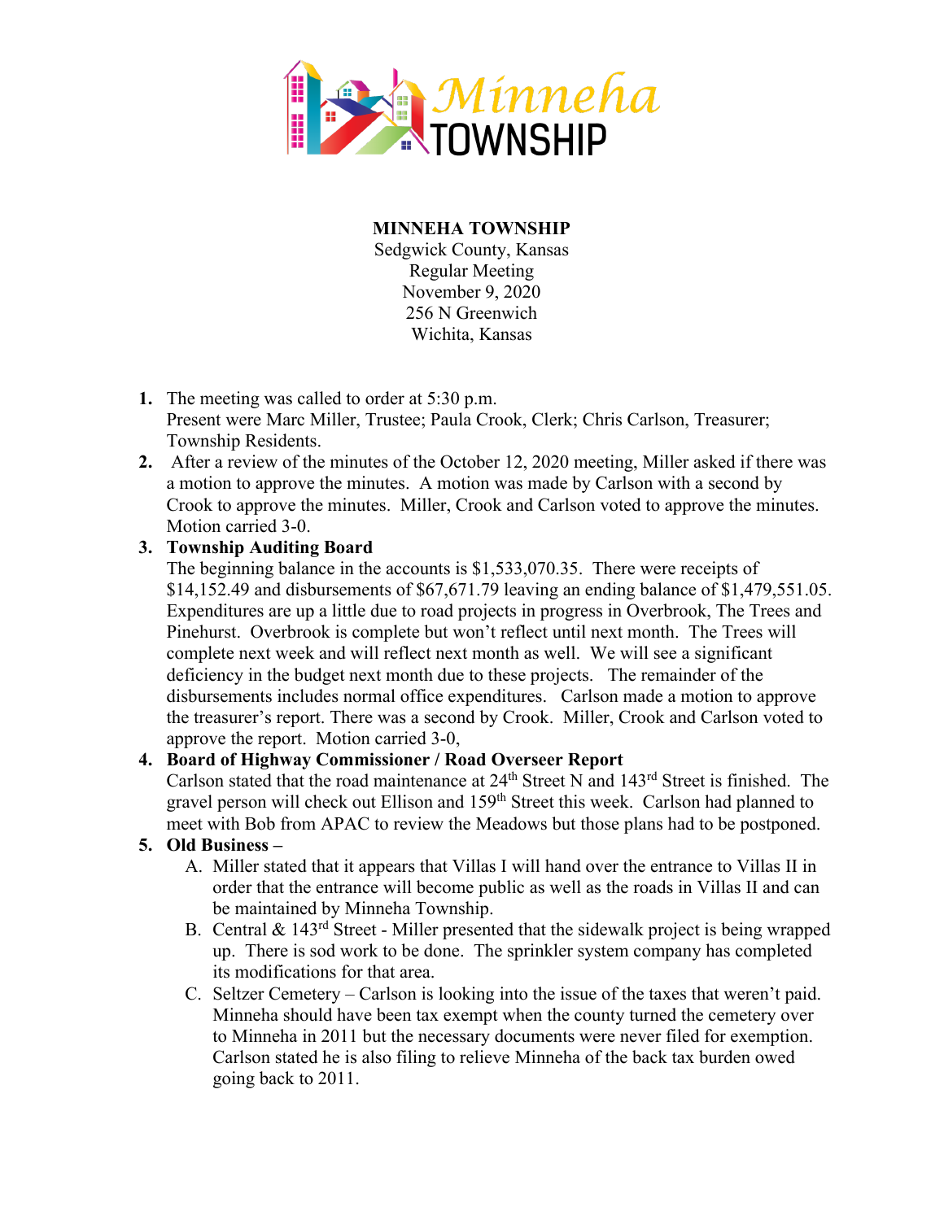# MINNEHA TOWNSHIP

Sedgwick County, Kansas
Regular Meeting
November 9, 2020
256 N Greenwich
Wichita, Kansas

1. The meeting was called to order at 5:30 p.m.
   Present were Marc Miller, Trustee; Paula Crook, Clerk; Chris Carlson, Treasurer; Township Residents.
2. After a review of the minutes of the October 12, 2020 meeting, Miller asked if there was a motion to approve the minutes. A motion was made by Carlson with a second by Crook to approve the minutes. Miller, Crook and Carlson voted to approve the minutes. Motion carried 3-0.
3. **Township Auditing Board**
   The beginning balance in the accounts is $1,533,070.35. There were receipts of $14,152.49 and disbursements of $67,671.79 leaving an ending balance of $1,479,551.05. Expenditures are up a little due to road projects in progress in Overbrook, The Trees and Pinehurst. Overbrook is complete but won't reflect until next month. The Trees will complete next week and will reflect next month as well. We will see a significant deficiency in the budget next month due to these projects. The remainder of the disbursements includes normal office expenditures. Carlson made a motion to approve the treasurer's report. There was a second by Crook. Miller, Crook and Carlson voted to approve the report. Motion carried 3-0,
4. **Board of Highway Commissioner / Road Overseer Report**
   Carlson stated that the road maintenance at 24th Street N and 143rd Street is finished. The gravel person will check out Ellison and 159th Street this week. Carlson had planned to meet with Bob from APAC to review the Meadows but those plans had to be postponed.
5. **Old Business –**
   A. Miller stated that it appears that Villas I will hand over the entrance to Villas II in order that the entrance will become public as well as the roads in Villas II and can be maintained by Minneha Township.
   B. Central & 143rd Street - Miller presented that the sidewalk project is being wrapped up. There is sod work to be done. The sprinkler system company has completed its modifications for that area.
   C. Seltzer Cemetery – Carlson is looking into the issue of the taxes that weren't paid. Minneha should have been tax exempt when the county turned the cemetery over to Minneha in 2011 but the necessary documents were never filed for exemption. Carlson stated he is also filing to relieve Minneha of the back tax burden owed going back to 2011.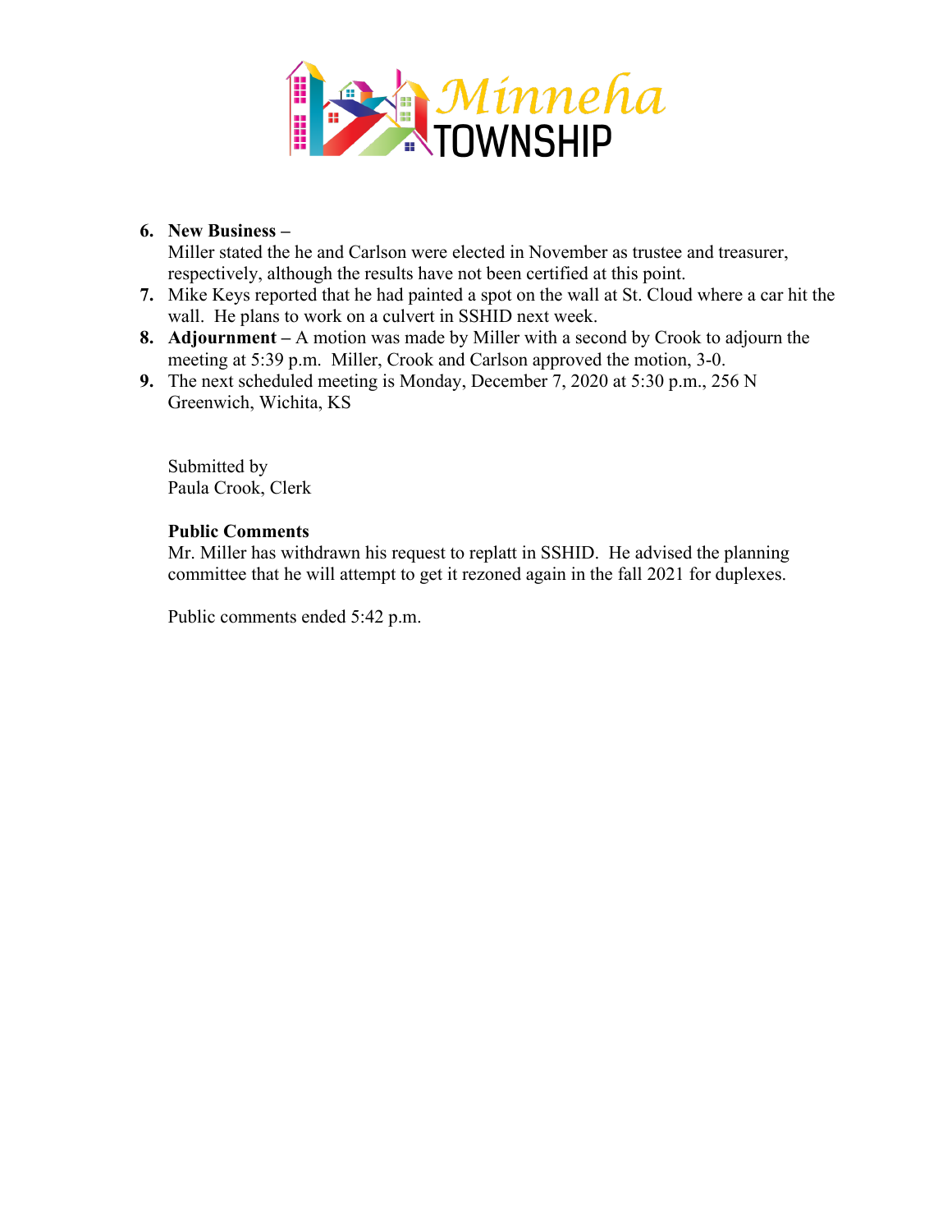6. **New Business –**
   Miller stated the he and Carlson were elected in November as trustee and treasurer, respectively, although the results have not been certified at this point.
7. Mike Keys reported that he had painted a spot on the wall at St. Cloud where a car hit the wall. He plans to work on a culvert in SSHID next week.
8. **Adjournment –** A motion was made by Miller with a second by Crook to adjourn the meeting at 5:39 p.m. Miller, Crook and Carlson approved the motion, 3-0.
9. The next scheduled meeting is Monday, December 7, 2020 at 5:30 p.m., 256 N Greenwich, Wichita, KS

Submitted by
Paula Crook, Clerk

**Public Comments**
Mr. Miller has withdrawn his request to replatt in SSHID. He advised the planning committee that he will attempt to get it rezoned again in the fall 2021 for duplexes.

Public comments ended 5:42 p.m.